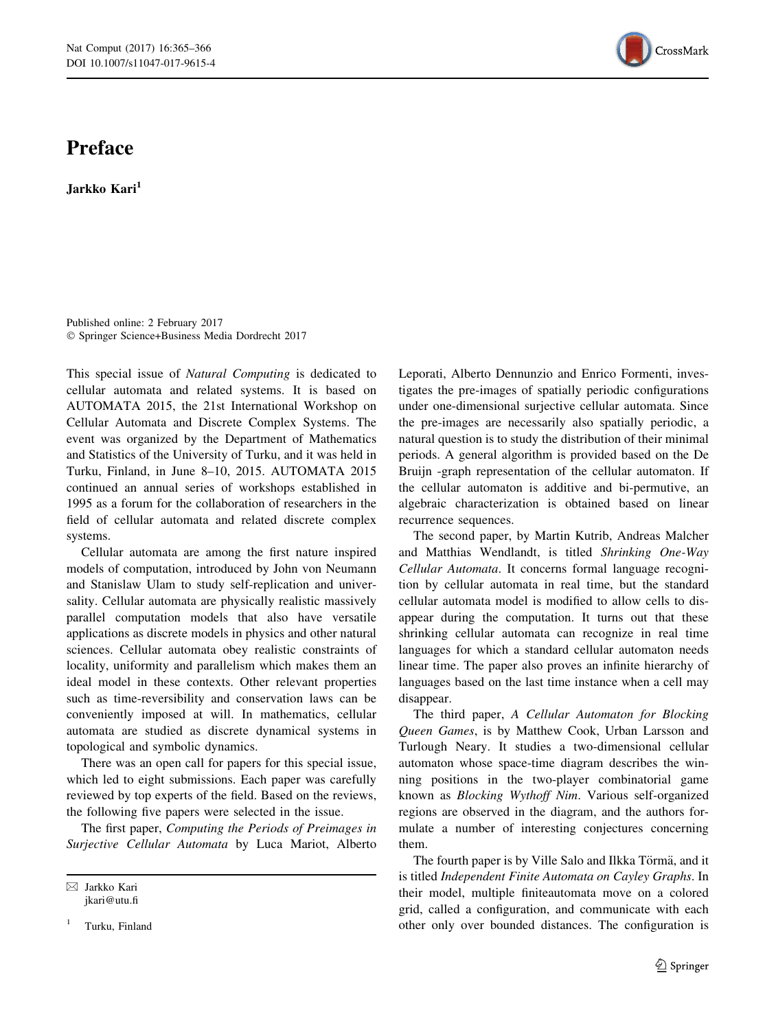# Preface

**Jarkko Kari**[1]

Published online: 2 February 2017
© Springer Science+Business Media Dordrecht 2017

This special issue of *Natural Computing* is dedicated to cellular automata and related systems. It is based on AUTOMATA 2015, the 21st International Workshop on Cellular Automata and Discrete Complex Systems. The event was organized by the Department of Mathematics and Statistics of the University of Turku, and it was held in Turku, Finland, in June 8–10, 2015. AUTOMATA 2015 continued an annual series of workshops established in 1995 as a forum for the collaboration of researchers in the field of cellular automata and related discrete complex systems.

Cellular automata are among the first nature inspired models of computation, introduced by John von Neumann and Stanislaw Ulam to study self-replication and universality. Cellular automata are physically realistic massively parallel computation models that also have versatile applications as discrete models in physics and other natural sciences. Cellular automata obey realistic constraints of locality, uniformity and parallelism which makes them an ideal model in these contexts. Other relevant properties such as time-reversibility and conservation laws can be conveniently imposed at will. In mathematics, cellular automata are studied as discrete dynamical systems in topological and symbolic dynamics.

There was an open call for papers for this special issue, which led to eight submissions. Each paper was carefully reviewed by top experts of the field. Based on the reviews, the following five papers were selected in the issue.

The first paper, *Computing the Periods of Preimages in Surjective Cellular Automata* by Luca Mariot, Alberto Leporati, Alberto Dennunzio and Enrico Formenti, investigates the pre-images of spatially periodic configurations under one-dimensional surjective cellular automata. Since the pre-images are necessarily also spatially periodic, a natural question is to study the distribution of their minimal periods. A general algorithm is provided based on the De Bruijn -graph representation of the cellular automaton. If the cellular automaton is additive and bi-permutive, an algebraic characterization is obtained based on linear recurrence sequences.

The second paper, by Martin Kutrib, Andreas Malcher and Matthias Wendlandt, is titled *Shrinking One-Way Cellular Automata*. It concerns formal language recognition by cellular automata in real time, but the standard cellular automata model is modified to allow cells to disappear during the computation. It turns out that these shrinking cellular automata can recognize in real time languages for which a standard cellular automaton needs linear time. The paper also proves an infinite hierarchy of languages based on the last time instance when a cell may disappear.

The third paper, *A Cellular Automaton for Blocking Queen Games*, is by Matthew Cook, Urban Larsson and Turlough Neary. It studies a two-dimensional cellular automaton whose space-time diagram describes the winning positions in the two-player combinatorial game known as *Blocking Wythoff Nim*. Various self-organized regions are observed in the diagram, and the authors formulate a number of interesting conjectures concerning them.

The fourth paper is by Ville Salo and Ilkka Törmä, and it is titled *Independent Finite Automata on Cayley Graphs*. In their model, multiple finiteautomata move on a colored grid, called a configuration, and communicate with each other only over bounded distances. The configuration is

✉ Jarkko Kari
jkari@utu.fi

[1] Turku, Finland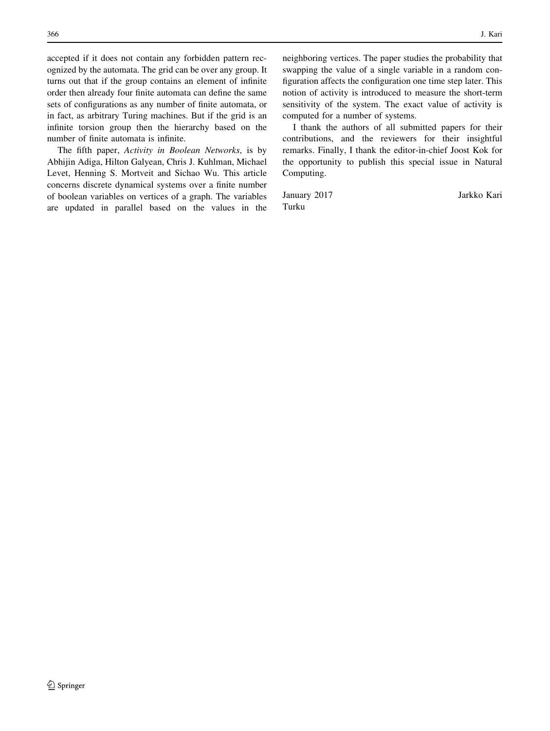accepted if it does not contain any forbidden pattern recognized by the automata. The grid can be over any group. It turns out that if the group contains an element of infinite order then already four finite automata can define the same sets of configurations as any number of finite automata, or in fact, as arbitrary Turing machines. But if the grid is an infinite torsion group then the hierarchy based on the number of finite automata is infinite.

The fifth paper, *Activity in Boolean Networks*, is by Abhijin Adiga, Hilton Galyean, Chris J. Kuhlman, Michael Levet, Henning S. Mortveit and Sichao Wu. This article concerns discrete dynamical systems over a finite number of boolean variables on vertices of a graph. The variables are updated in parallel based on the values in the neighboring vertices. The paper studies the probability that swapping the value of a single variable in a random configuration affects the configuration one time step later. This notion of activity is introduced to measure the short-term sensitivity of the system. The exact value of activity is computed for a number of systems.

I thank the authors of all submitted papers for their contributions, and the reviewers for their insightful remarks. Finally, I thank the editor-in-chief Joost Kok for the opportunity to publish this special issue in Natural Computing.

January 2017
Turku

Jarkko Kari